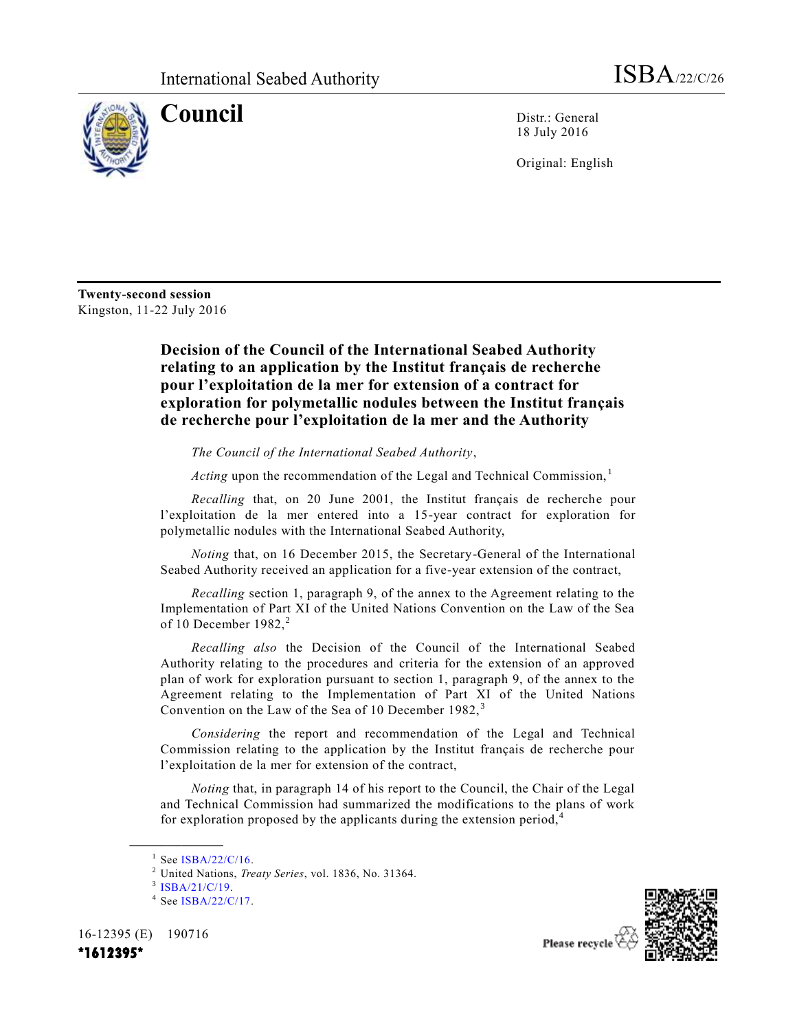International Seabed Authority

ISBA/22/C/26

# Council

Distr.: General
18 July 2016

Original: English

**Twenty-second session**
Kingston, 11-22 July 2016

## Decision of the Council of the International Seabed Authority relating to an application by the Institut français de recherche pour l'exploitation de la mer for extension of a contract for exploration for polymetallic nodules between the Institut français de recherche pour l'exploitation de la mer and the Authority

*The Council of the International Seabed Authority*,

*Acting* upon the recommendation of the Legal and Technical Commission,[1]

*Recalling* that, on 20 June 2001, the Institut français de recherche pour l'exploitation de la mer entered into a 15-year contract for exploration for polymetallic nodules with the International Seabed Authority,

*Noting* that, on 16 December 2015, the Secretary-General of the International Seabed Authority received an application for a five-year extension of the contract,

*Recalling* section 1, paragraph 9, of the annex to the Agreement relating to the Implementation of Part XI of the United Nations Convention on the Law of the Sea of 10 December 1982,[2]

*Recalling also* the Decision of the Council of the International Seabed Authority relating to the procedures and criteria for the extension of an approved plan of work for exploration pursuant to section 1, paragraph 9, of the annex to the Agreement relating to the Implementation of Part XI of the United Nations Convention on the Law of the Sea of 10 December 1982,[3]

*Considering* the report and recommendation of the Legal and Technical Commission relating to the application by the Institut français de recherche pour l'exploitation de la mer for extension of the contract,

*Noting* that, in paragraph 14 of his report to the Council, the Chair of the Legal and Technical Commission had summarized the modifications to the plans of work for exploration proposed by the applicants during the extension period,[4]

---

[1] See ISBA/22/C/16.

[2] United Nations, *Treaty Series*, vol. 1836, No. 31364.

[3] ISBA/21/C/19.

[4] See ISBA/22/C/17.

16-12395 (E) 190716

\*1612395\*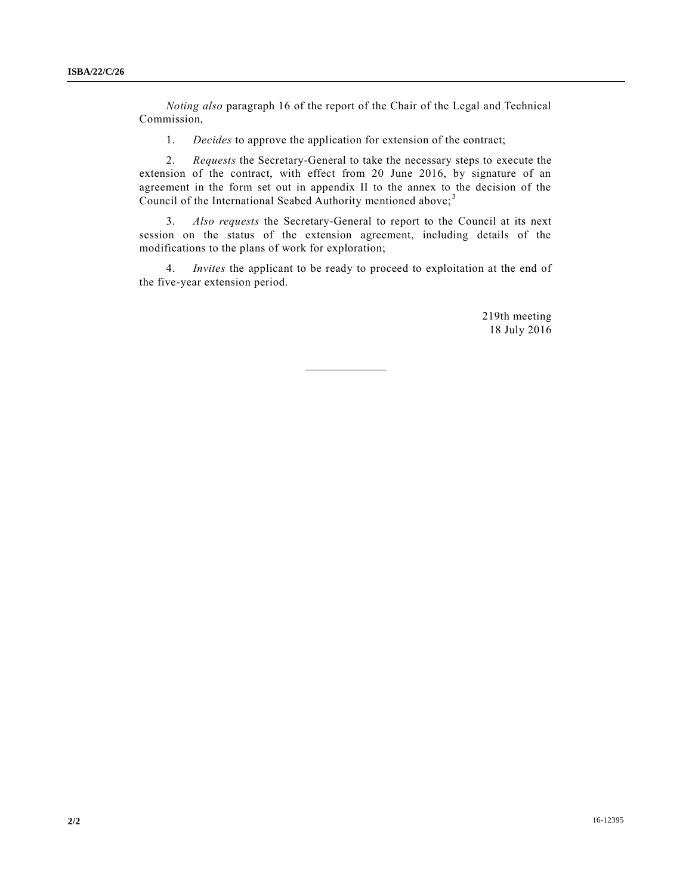*Noting also* paragraph 16 of the report of the Chair of the Legal and Technical Commission,

1. *Decides* to approve the application for extension of the contract;

2. *Requests* the Secretary-General to take the necessary steps to execute the extension of the contract, with effect from 20 June 2016, by signature of an agreement in the form set out in appendix II to the annex to the decision of the Council of the International Seabed Authority mentioned above;[3]

3. *Also requests* the Secretary-General to report to the Council at its next session on the status of the extension agreement, including details of the modifications to the plans of work for exploration;

4. *Invites* the applicant to be ready to proceed to exploitation at the end of the five-year extension period.

219th meeting
18 July 2016